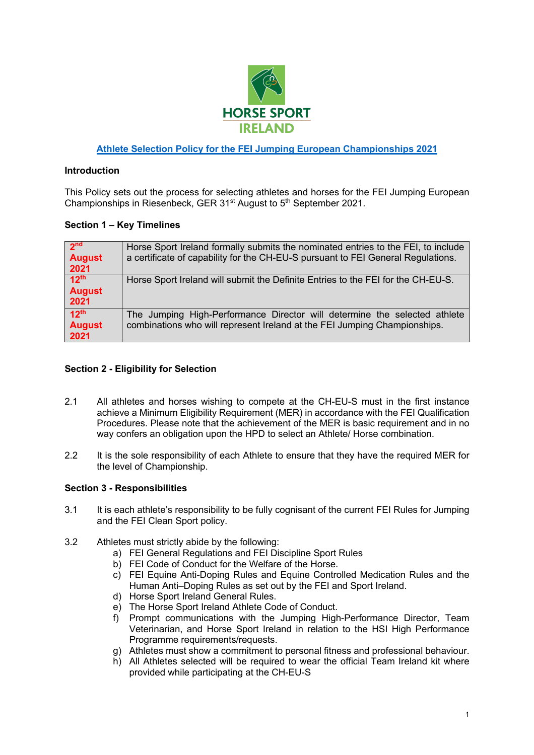HORSE SPORT IRELAND

# Athlete Selection Policy for the FEI Jumping European Championships 2021

## Introduction

This Policy sets out the process for selecting athletes and horses for the FEI Jumping European Championships in Riesenbeck, GER 31st August to 5th September 2021.

## Section 1 – Key Timelines

| Date | Action |
|---|---|
| **2nd August 2021** | Horse Sport Ireland formally submits the nominated entries to the FEI, to include a certificate of capability for the CH-EU-S pursuant to FEI General Regulations. |
| **12th August 2021** | Horse Sport Ireland will submit the Definite Entries to the FEI for the CH-EU-S. |
| **12th August 2021** | The Jumping High-Performance Director will determine the selected athlete combinations who will represent Ireland at the FEI Jumping Championships. |

## Section 2 - Eligibility for Selection

2.1 All athletes and horses wishing to compete at the CH-EU-S must in the first instance achieve a Minimum Eligibility Requirement (MER) in accordance with the FEI Qualification Procedures. Please note that the achievement of the MER is basic requirement and in no way confers an obligation upon the HPD to select an Athlete/ Horse combination.

2.2 It is the sole responsibility of each Athlete to ensure that they have the required MER for the level of Championship.

## Section 3 - Responsibilities

3.1 It is each athlete's responsibility to be fully cognisant of the current FEI Rules for Jumping and the FEI Clean Sport policy.

3.2 Athletes must strictly abide by the following:

a) FEI General Regulations and FEI Discipline Sport Rules
b) FEI Code of Conduct for the Welfare of the Horse.
c) FEI Equine Anti-Doping Rules and Equine Controlled Medication Rules and the Human Anti–Doping Rules as set out by the FEI and Sport Ireland.
d) Horse Sport Ireland General Rules.
e) The Horse Sport Ireland Athlete Code of Conduct.
f) Prompt communications with the Jumping High-Performance Director, Team Veterinarian, and Horse Sport Ireland in relation to the HSI High Performance Programme requirements/requests.
g) Athletes must show a commitment to personal fitness and professional behaviour.
h) All Athletes selected will be required to wear the official Team Ireland kit where provided while participating at the CH-EU-S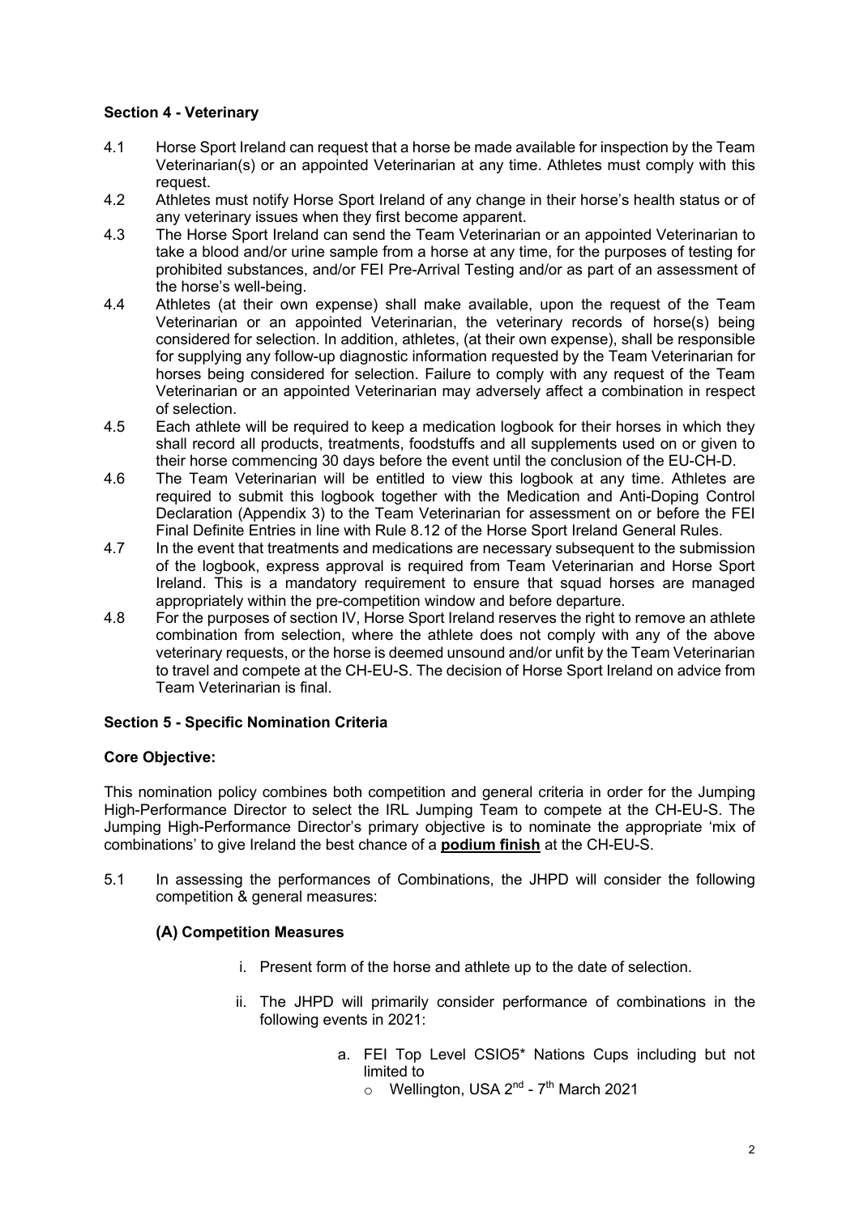**Section 4 - Veterinary**

4.1 Horse Sport Ireland can request that a horse be made available for inspection by the Team Veterinarian(s) or an appointed Veterinarian at any time. Athletes must comply with this request.

4.2 Athletes must notify Horse Sport Ireland of any change in their horse's health status or of any veterinary issues when they first become apparent.

4.3 The Horse Sport Ireland can send the Team Veterinarian or an appointed Veterinarian to take a blood and/or urine sample from a horse at any time, for the purposes of testing for prohibited substances, and/or FEI Pre-Arrival Testing and/or as part of an assessment of the horse's well-being.

4.4 Athletes (at their own expense) shall make available, upon the request of the Team Veterinarian or an appointed Veterinarian, the veterinary records of horse(s) being considered for selection. In addition, athletes, (at their own expense), shall be responsible for supplying any follow-up diagnostic information requested by the Team Veterinarian for horses being considered for selection. Failure to comply with any request of the Team Veterinarian or an appointed Veterinarian may adversely affect a combination in respect of selection.

4.5 Each athlete will be required to keep a medication logbook for their horses in which they shall record all products, treatments, foodstuffs and all supplements used on or given to their horse commencing 30 days before the event until the conclusion of the EU-CH-D.

4.6 The Team Veterinarian will be entitled to view this logbook at any time. Athletes are required to submit this logbook together with the Medication and Anti-Doping Control Declaration (Appendix 3) to the Team Veterinarian for assessment on or before the FEI Final Definite Entries in line with Rule 8.12 of the Horse Sport Ireland General Rules.

4.7 In the event that treatments and medications are necessary subsequent to the submission of the logbook, express approval is required from Team Veterinarian and Horse Sport Ireland. This is a mandatory requirement to ensure that squad horses are managed appropriately within the pre-competition window and before departure.

4.8 For the purposes of section IV, Horse Sport Ireland reserves the right to remove an athlete combination from selection, where the athlete does not comply with any of the above veterinary requests, or the horse is deemed unsound and/or unfit by the Team Veterinarian to travel and compete at the CH-EU-S. The decision of Horse Sport Ireland on advice from Team Veterinarian is final.

**Section 5 - Specific Nomination Criteria**

**Core Objective:**

This nomination policy combines both competition and general criteria in order for the Jumping High-Performance Director to select the IRL Jumping Team to compete at the CH-EU-S. The Jumping High-Performance Director's primary objective is to nominate the appropriate 'mix of combinations' to give Ireland the best chance of a **podium finish** at the CH-EU-S.

5.1 In assessing the performances of Combinations, the JHPD will consider the following competition & general measures:

**(A) Competition Measures**

i. Present form of the horse and athlete up to the date of selection.

ii. The JHPD will primarily consider performance of combinations in the following events in 2021:

a. FEI Top Level CSIO5* Nations Cups including but not limited to
   - Wellington, USA 2nd - 7th March 2021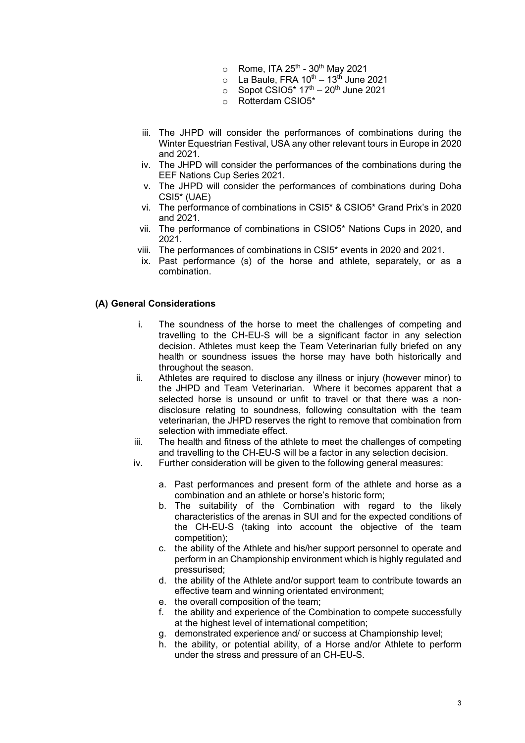- Rome, ITA 25th - 30th May 2021
- La Baule, FRA 10th – 13th June 2021
- Sopot CSIO5* 17th – 20th June 2021
- Rotterdam CSIO5*

iii. The JHPD will consider the performances of combinations during the Winter Equestrian Festival, USA any other relevant tours in Europe in 2020 and 2021.

iv. The JHPD will consider the performances of the combinations during the EEF Nations Cup Series 2021.

v. The JHPD will consider the performances of combinations during Doha CSI5* (UAE)

vi. The performance of combinations in CSI5* & CSIO5* Grand Prix's in 2020 and 2021.

vii. The performance of combinations in CSIO5* Nations Cups in 2020, and 2021.

viii. The performances of combinations in CSI5* events in 2020 and 2021.

ix. Past performance (s) of the horse and athlete, separately, or as a combination.

**(A) General Considerations**

i. The soundness of the horse to meet the challenges of competing and travelling to the CH-EU-S will be a significant factor in any selection decision. Athletes must keep the Team Veterinarian fully briefed on any health or soundness issues the horse may have both historically and throughout the season.

ii. Athletes are required to disclose any illness or injury (however minor) to the JHPD and Team Veterinarian. Where it becomes apparent that a selected horse is unsound or unfit to travel or that there was a non-disclosure relating to soundness, following consultation with the team veterinarian, the JHPD reserves the right to remove that combination from selection with immediate effect.

iii. The health and fitness of the athlete to meet the challenges of competing and travelling to the CH-EU-S will be a factor in any selection decision.

iv. Further consideration will be given to the following general measures:

a. Past performances and present form of the athlete and horse as a combination and an athlete or horse's historic form;

b. The suitability of the Combination with regard to the likely characteristics of the arenas in SUI and for the expected conditions of the CH-EU-S (taking into account the objective of the team competition);

c. the ability of the Athlete and his/her support personnel to operate and perform in an Championship environment which is highly regulated and pressurised;

d. the ability of the Athlete and/or support team to contribute towards an effective team and winning orientated environment;

e. the overall composition of the team;

f. the ability and experience of the Combination to compete successfully at the highest level of international competition;

g. demonstrated experience and/ or success at Championship level;

h. the ability, or potential ability, of a Horse and/or Athlete to perform under the stress and pressure of an CH-EU-S.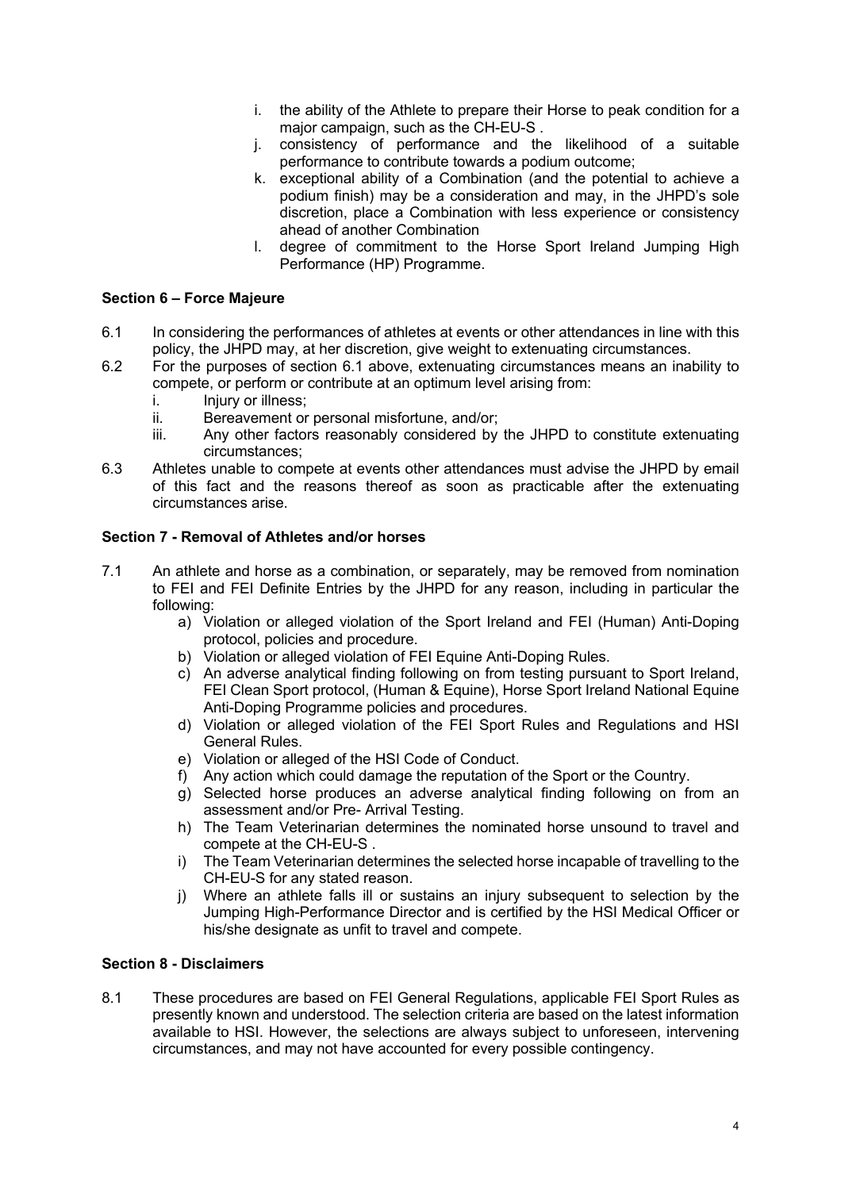i. the ability of the Athlete to prepare their Horse to peak condition for a major campaign, such as the CH-EU-S .
j. consistency of performance and the likelihood of a suitable performance to contribute towards a podium outcome;
k. exceptional ability of a Combination (and the potential to achieve a podium finish) may be a consideration and may, in the JHPD's sole discretion, place a Combination with less experience or consistency ahead of another Combination
l. degree of commitment to the Horse Sport Ireland Jumping High Performance (HP) Programme.

**Section 6 – Force Majeure**

6.1 In considering the performances of athletes at events or other attendances in line with this policy, the JHPD may, at her discretion, give weight to extenuating circumstances.

6.2 For the purposes of section 6.1 above, extenuating circumstances means an inability to compete, or perform or contribute at an optimum level arising from:

   i. Injury or illness;
   ii. Bereavement or personal misfortune, and/or;
   iii. Any other factors reasonably considered by the JHPD to constitute extenuating circumstances;

6.3 Athletes unable to compete at events other attendances must advise the JHPD by email of this fact and the reasons thereof as soon as practicable after the extenuating circumstances arise.

**Section 7 - Removal of Athletes and/or horses**

7.1 An athlete and horse as a combination, or separately, may be removed from nomination to FEI and FEI Definite Entries by the JHPD for any reason, including in particular the following:

   a) Violation or alleged violation of the Sport Ireland and FEI (Human) Anti-Doping protocol, policies and procedure.
   b) Violation or alleged violation of FEI Equine Anti-Doping Rules.
   c) An adverse analytical finding following on from testing pursuant to Sport Ireland, FEI Clean Sport protocol, (Human & Equine), Horse Sport Ireland National Equine Anti-Doping Programme policies and procedures.
   d) Violation or alleged violation of the FEI Sport Rules and Regulations and HSI General Rules.
   e) Violation or alleged of the HSI Code of Conduct.
   f) Any action which could damage the reputation of the Sport or the Country.
   g) Selected horse produces an adverse analytical finding following on from an assessment and/or Pre- Arrival Testing.
   h) The Team Veterinarian determines the nominated horse unsound to travel and compete at the CH-EU-S .
   i) The Team Veterinarian determines the selected horse incapable of travelling to the CH-EU-S for any stated reason.
   j) Where an athlete falls ill or sustains an injury subsequent to selection by the Jumping High-Performance Director and is certified by the HSI Medical Officer or his/she designate as unfit to travel and compete.

**Section 8 - Disclaimers**

8.1 These procedures are based on FEI General Regulations, applicable FEI Sport Rules as presently known and understood. The selection criteria are based on the latest information available to HSI. However, the selections are always subject to unforeseen, intervening circumstances, and may not have accounted for every possible contingency.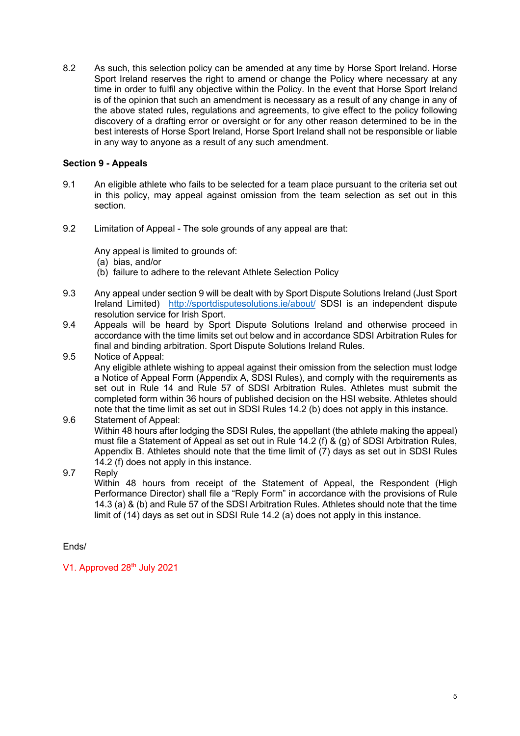8.2 As such, this selection policy can be amended at any time by Horse Sport Ireland. Horse Sport Ireland reserves the right to amend or change the Policy where necessary at any time in order to fulfil any objective within the Policy. In the event that Horse Sport Ireland is of the opinion that such an amendment is necessary as a result of any change in any of the above stated rules, regulations and agreements, to give effect to the policy following discovery of a drafting error or oversight or for any other reason determined to be in the best interests of Horse Sport Ireland, Horse Sport Ireland shall not be responsible or liable in any way to anyone as a result of any such amendment.

**Section 9 - Appeals**

9.1 An eligible athlete who fails to be selected for a team place pursuant to the criteria set out in this policy, may appeal against omission from the team selection as set out in this section.

9.2 Limitation of Appeal - The sole grounds of any appeal are that:

Any appeal is limited to grounds of:
(a) bias, and/or
(b) failure to adhere to the relevant Athlete Selection Policy

9.3 Any appeal under section 9 will be dealt with by Sport Dispute Solutions Ireland (Just Sport Ireland Limited) http://sportdisputesolutions.ie/about/ SDSI is an independent dispute resolution service for Irish Sport.

9.4 Appeals will be heard by Sport Dispute Solutions Ireland and otherwise proceed in accordance with the time limits set out below and in accordance SDSI Arbitration Rules for final and binding arbitration. Sport Dispute Solutions Ireland Rules.

9.5 Notice of Appeal:
Any eligible athlete wishing to appeal against their omission from the selection must lodge a Notice of Appeal Form (Appendix A, SDSI Rules), and comply with the requirements as set out in Rule 14 and Rule 57 of SDSI Arbitration Rules. Athletes must submit the completed form within 36 hours of published decision on the HSI website. Athletes should note that the time limit as set out in SDSI Rules 14.2 (b) does not apply in this instance.

9.6 Statement of Appeal:
Within 48 hours after lodging the SDSI Rules, the appellant (the athlete making the appeal) must file a Statement of Appeal as set out in Rule 14.2 (f) & (g) of SDSI Arbitration Rules, Appendix B. Athletes should note that the time limit of (7) days as set out in SDSI Rules 14.2 (f) does not apply in this instance.

9.7 Reply
Within 48 hours from receipt of the Statement of Appeal, the Respondent (High Performance Director) shall file a "Reply Form" in accordance with the provisions of Rule 14.3 (a) & (b) and Rule 57 of the SDSI Arbitration Rules. Athletes should note that the time limit of (14) days as set out in SDSI Rule 14.2 (a) does not apply in this instance.

Ends/

V1. Approved 28th July 2021